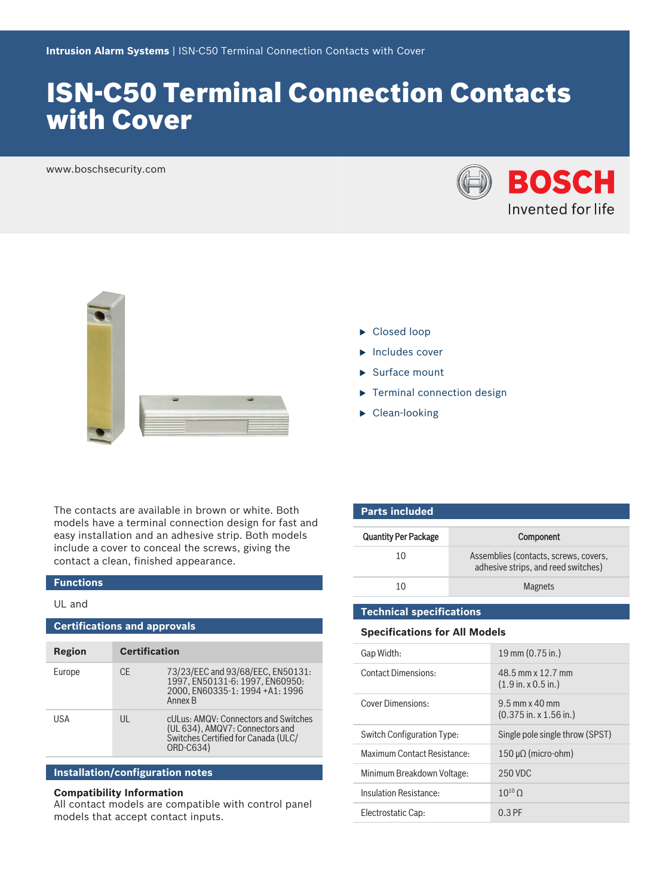Intrusion Alarm Systems | ISN-C50 Terminal Connection Contacts with Cover

# ISN-C50 Terminal Connection Contacts with Cover

www.boschsecurity.com

BOSCH
Invented for life

- Closed loop
- Includes cover
- Surface mount
- Terminal connection design
- Clean-looking

The contacts are available in brown or white. Both models have a terminal connection design for fast and easy installation and an adhesive strip. Both models include a cover to conceal the screws, giving the contact a clean, finished appearance.

## Functions

UL and

## Certifications and approvals

| Region | Certification | |
|---|---|---|
| Europe | CE | 73/23/EEC and 93/68/EEC, EN50131: 1997, EN50131-6: 1997, EN60950: 2000, EN60335-1: 1994 +A1: 1996 Annex B |
| USA | UL | cULus: AMQV: Connectors and Switches (UL 634), AMQV7: Connectors and Switches Certified for Canada (ULC/ ORD-C634) |

## Installation/configuration notes

**Compatibility Information**
All contact models are compatible with control panel models that accept contact inputs.

## Parts included

| Quantity Per Package | Component |
|---|---|
| 10 | Assemblies (contacts, screws, covers, adhesive strips, and reed switches) |
| 10 | Magnets |

## Technical specifications

### Specifications for All Models

| | |
|---|---|
| Gap Width: | 19 mm (0.75 in.) |
| Contact Dimensions: | 48.5 mm x 12.7 mm (1.9 in. x 0.5 in.) |
| Cover Dimensions: | 9.5 mm x 40 mm (0.375 in. x 1.56 in.) |
| Switch Configuration Type: | Single pole single throw (SPST) |
| Maximum Contact Resistance: | 150 μΩ (micro-ohm) |
| Minimum Breakdown Voltage: | 250 VDC |
| Insulation Resistance: | $10^{10}$ Ω |
| Electrostatic Cap: | 0.3 PF |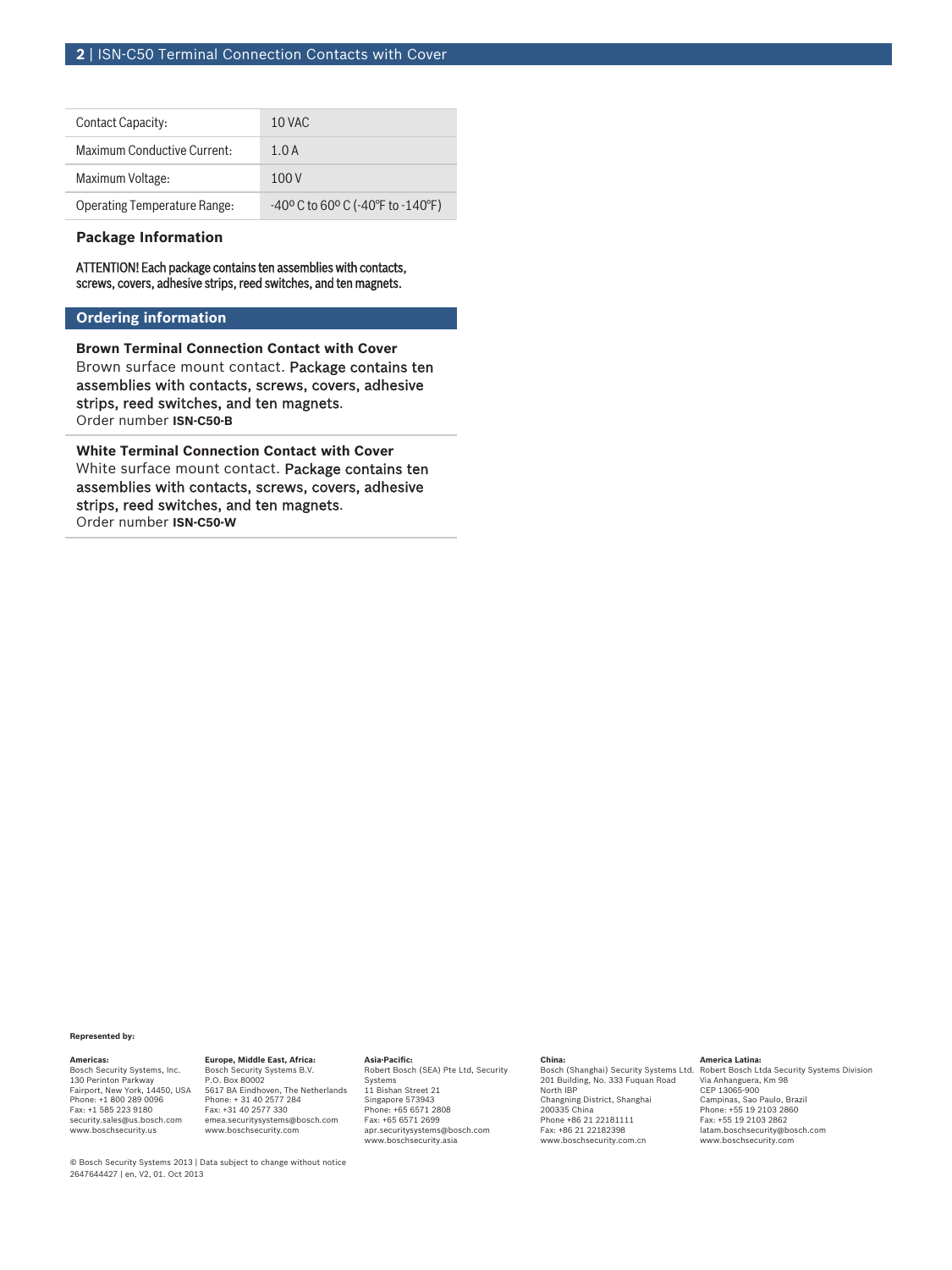| | |
|---|---|
| Contact Capacity: | 10 VAC |
| Maximum Conductive Current: | 1.0 A |
| Maximum Voltage: | 100 V |
| Operating Temperature Range: | -40º C to 60º C (-40°F to -140°F) |

### Package Information

ATTENTION! Each package contains ten assemblies with contacts, screws, covers, adhesive strips, reed switches, and ten magnets.

## Ordering information

**Brown Terminal Connection Contact with Cover**
Brown surface mount contact. Package contains ten assemblies with contacts, screws, covers, adhesive strips, reed switches, and ten magnets.
Order number **ISN-C50-B**

**White Terminal Connection Contact with Cover**
White surface mount contact. Package contains ten assemblies with contacts, screws, covers, adhesive strips, reed switches, and ten magnets.
Order number **ISN-C50-W**

**Represented by:**

**Americas:**
Bosch Security Systems, Inc.
130 Perinton Parkway
Fairport, New York, 14450, USA
Phone: +1 800 289 0096
Fax: +1 585 223 9180
security.sales@us.bosch.com
www.boschsecurity.us

**Europe, Middle East, Africa:**
Bosch Security Systems B.V.
P.O. Box 80002
5617 BA Eindhoven, The Netherlands
Phone: + 31 40 2577 284
Fax: +31 40 2577 330
emea.securitysystems@bosch.com
www.boschsecurity.com

**Asia-Pacific:**
Robert Bosch (SEA) Pte Ltd, Security Systems
11 Bishan Street 21
Singapore 573943
Phone: +65 6571 2808
Fax: +65 6571 2699
apr.securitysystems@bosch.com
www.boschsecurity.asia

**China:**
Bosch (Shanghai) Security Systems Ltd.
201 Building, No. 333 Fuquan Road
North IBP
Changning District, Shanghai
200335 China
Phone +86 21 22181111
Fax: +86 21 22182398
www.boschsecurity.com.cn

**America Latina:**
Robert Bosch Ltda Security Systems Division
Via Anhanguera, Km 98
CEP 13065-900
Campinas, Sao Paulo, Brazil
Phone: +55 19 2103 2860
Fax: +55 19 2103 2862
latam.boschsecurity@bosch.com
www.boschsecurity.com

© Bosch Security Systems 2013 | Data subject to change without notice
2647644427 | en, V2, 01. Oct 2013